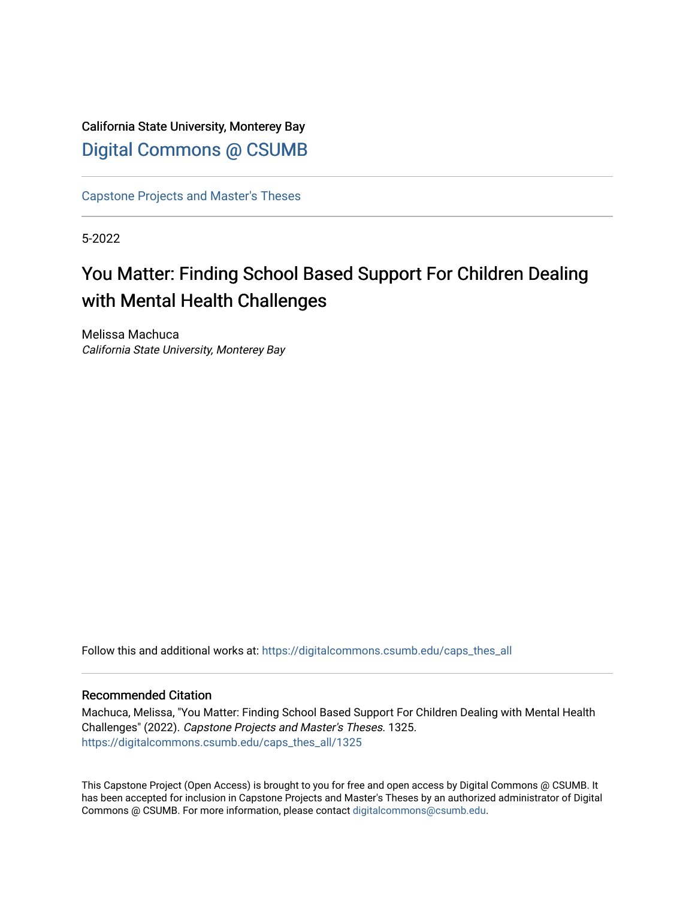California State University, Monterey Bay

Digital Commons @ CSUMB

---

Capstone Projects and Master's Theses

---

5-2022

# You Matter: Finding School Based Support For Children Dealing with Mental Health Challenges

Melissa Machuca
*California State University, Monterey Bay*

Follow this and additional works at: https://digitalcommons.csumb.edu/caps_thes_all

---

## Recommended Citation

Machuca, Melissa, "You Matter: Finding School Based Support For Children Dealing with Mental Health Challenges" (2022). *Capstone Projects and Master's Theses*. 1325.
https://digitalcommons.csumb.edu/caps_thes_all/1325

This Capstone Project (Open Access) is brought to you for free and open access by Digital Commons @ CSUMB. It has been accepted for inclusion in Capstone Projects and Master's Theses by an authorized administrator of Digital Commons @ CSUMB. For more information, please contact digitalcommons@csumb.edu.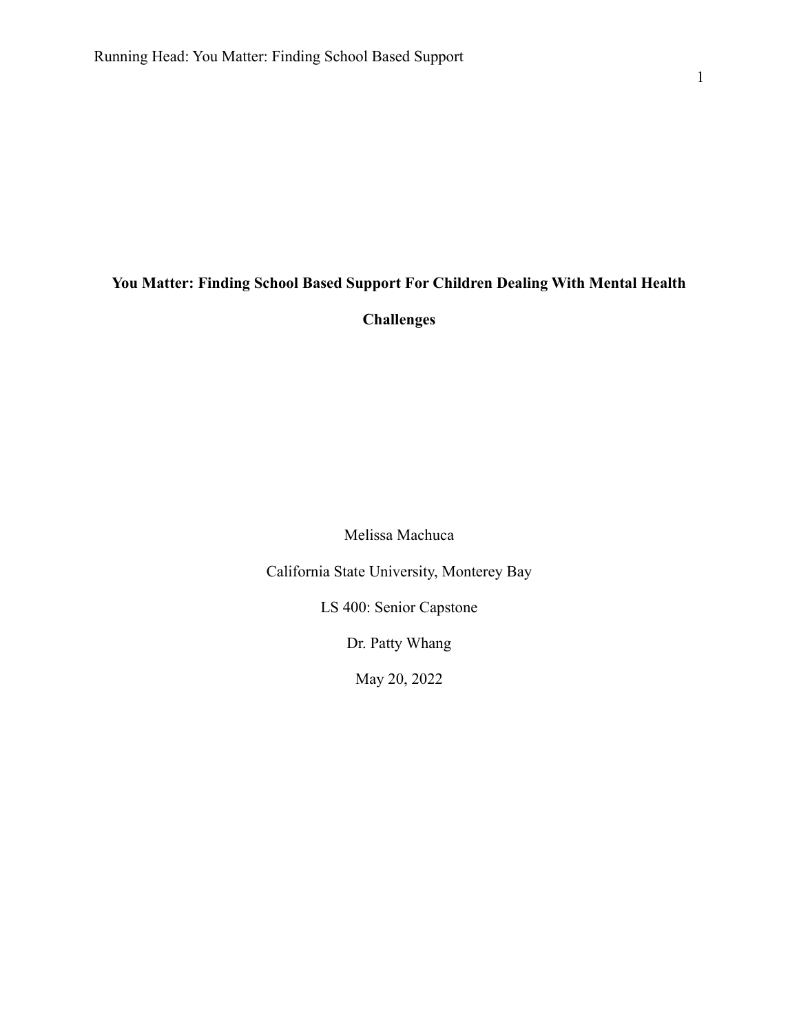# You Matter: Finding School Based Support For Children Dealing With Mental Health Challenges

Melissa Machuca

California State University, Monterey Bay

LS 400: Senior Capstone

Dr. Patty Whang

May 20, 2022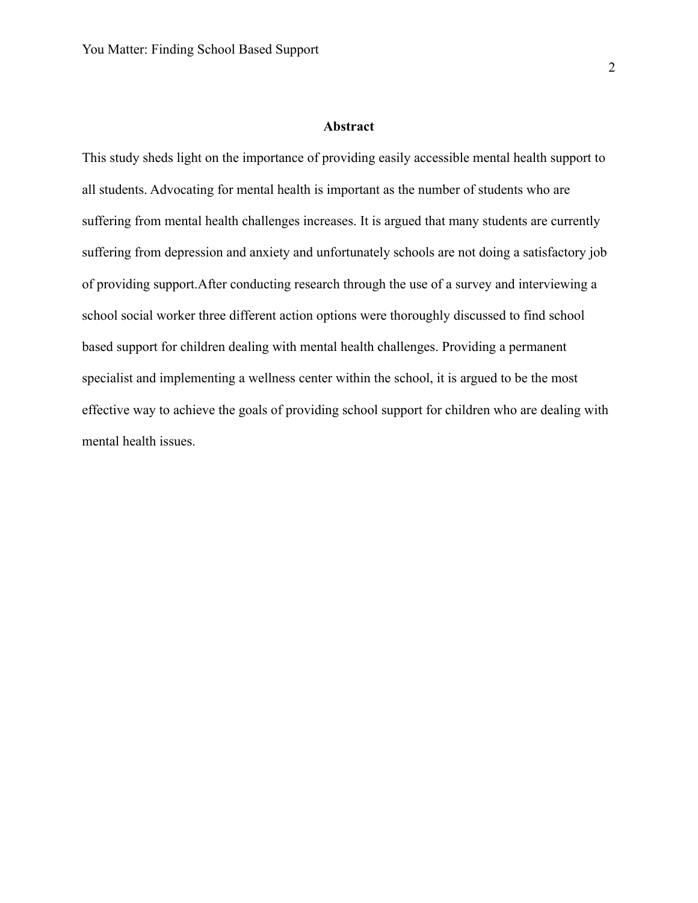## Abstract

This study sheds light on the importance of providing easily accessible mental health support to all students. Advocating for mental health is important as the number of students who are suffering from mental health challenges increases. It is argued that many students are currently suffering from depression and anxiety and unfortunately schools are not doing a satisfactory job of providing support.After conducting research through the use of a survey and interviewing a school social worker three different action options were thoroughly discussed to find school based support for children dealing with mental health challenges. Providing a permanent specialist and implementing a wellness center within the school, it is argued to be the most effective way to achieve the goals of providing school support for children who are dealing with mental health issues.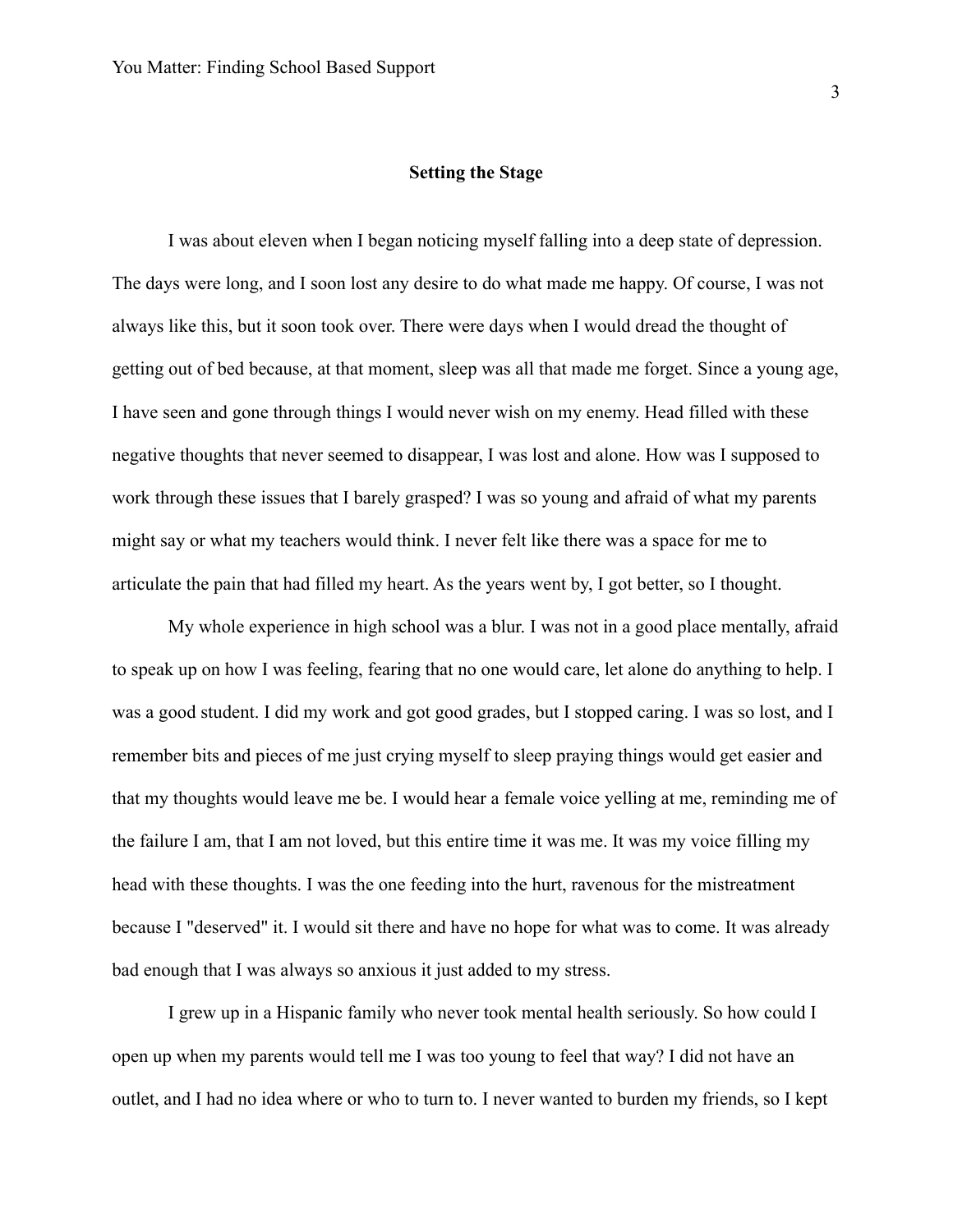## Setting the Stage

I was about eleven when I began noticing myself falling into a deep state of depression. The days were long, and I soon lost any desire to do what made me happy. Of course, I was not always like this, but it soon took over. There were days when I would dread the thought of getting out of bed because, at that moment, sleep was all that made me forget. Since a young age, I have seen and gone through things I would never wish on my enemy. Head filled with these negative thoughts that never seemed to disappear, I was lost and alone. How was I supposed to work through these issues that I barely grasped? I was so young and afraid of what my parents might say or what my teachers would think. I never felt like there was a space for me to articulate the pain that had filled my heart. As the years went by, I got better, so I thought.

My whole experience in high school was a blur. I was not in a good place mentally, afraid to speak up on how I was feeling, fearing that no one would care, let alone do anything to help. I was a good student. I did my work and got good grades, but I stopped caring. I was so lost, and I remember bits and pieces of me just crying myself to sleep praying things would get easier and that my thoughts would leave me be. I would hear a female voice yelling at me, reminding me of the failure I am, that I am not loved, but this entire time it was me. It was my voice filling my head with these thoughts. I was the one feeding into the hurt, ravenous for the mistreatment because I "deserved" it. I would sit there and have no hope for what was to come. It was already bad enough that I was always so anxious it just added to my stress.

I grew up in a Hispanic family who never took mental health seriously. So how could I open up when my parents would tell me I was too young to feel that way? I did not have an outlet, and I had no idea where or who to turn to. I never wanted to burden my friends, so I kept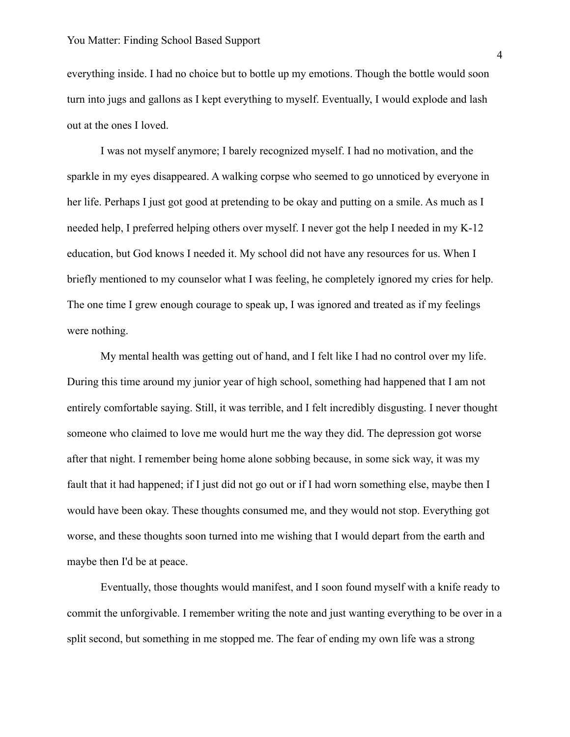everything inside. I had no choice but to bottle up my emotions. Though the bottle would soon turn into jugs and gallons as I kept everything to myself. Eventually, I would explode and lash out at the ones I loved.

I was not myself anymore; I barely recognized myself. I had no motivation, and the sparkle in my eyes disappeared. A walking corpse who seemed to go unnoticed by everyone in her life. Perhaps I just got good at pretending to be okay and putting on a smile. As much as I needed help, I preferred helping others over myself. I never got the help I needed in my K-12 education, but God knows I needed it. My school did not have any resources for us. When I briefly mentioned to my counselor what I was feeling, he completely ignored my cries for help. The one time I grew enough courage to speak up, I was ignored and treated as if my feelings were nothing.

My mental health was getting out of hand, and I felt like I had no control over my life. During this time around my junior year of high school, something had happened that I am not entirely comfortable saying. Still, it was terrible, and I felt incredibly disgusting. I never thought someone who claimed to love me would hurt me the way they did. The depression got worse after that night. I remember being home alone sobbing because, in some sick way, it was my fault that it had happened; if I just did not go out or if I had worn something else, maybe then I would have been okay. These thoughts consumed me, and they would not stop. Everything got worse, and these thoughts soon turned into me wishing that I would depart from the earth and maybe then I'd be at peace.

Eventually, those thoughts would manifest, and I soon found myself with a knife ready to commit the unforgivable. I remember writing the note and just wanting everything to be over in a split second, but something in me stopped me. The fear of ending my own life was a strong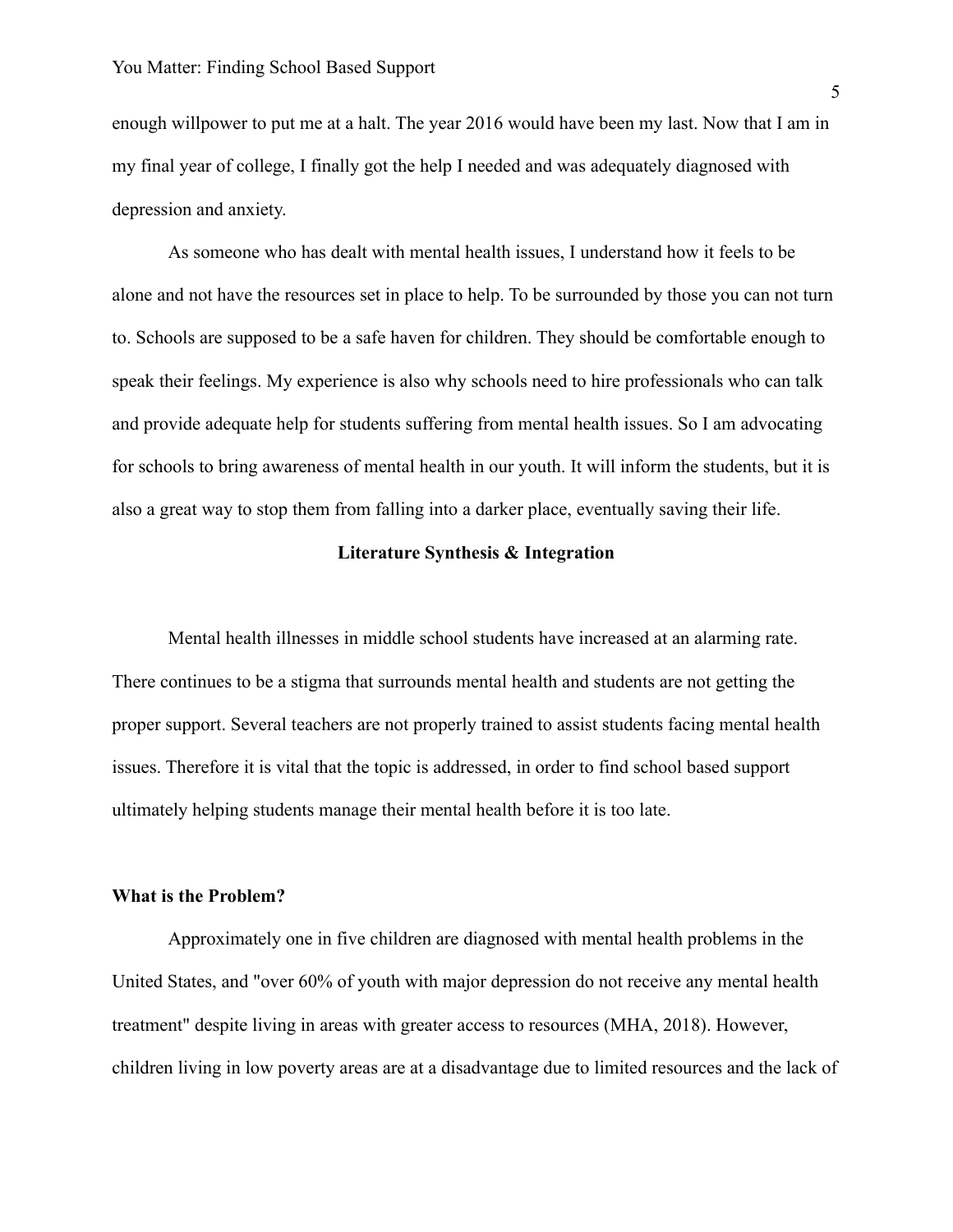enough willpower to put me at a halt. The year 2016 would have been my last. Now that I am in my final year of college, I finally got the help I needed and was adequately diagnosed with depression and anxiety.

As someone who has dealt with mental health issues, I understand how it feels to be alone and not have the resources set in place to help. To be surrounded by those you can not turn to. Schools are supposed to be a safe haven for children. They should be comfortable enough to speak their feelings. My experience is also why schools need to hire professionals who can talk and provide adequate help for students suffering from mental health issues. So I am advocating for schools to bring awareness of mental health in our youth. It will inform the students, but it is also a great way to stop them from falling into a darker place, eventually saving their life.

## Literature Synthesis & Integration

Mental health illnesses in middle school students have increased at an alarming rate. There continues to be a stigma that surrounds mental health and students are not getting the proper support. Several teachers are not properly trained to assist students facing mental health issues. Therefore it is vital that the topic is addressed, in order to find school based support ultimately helping students manage their mental health before it is too late.

### What is the Problem?

Approximately one in five children are diagnosed with mental health problems in the United States, and "over 60% of youth with major depression do not receive any mental health treatment" despite living in areas with greater access to resources (MHA, 2018). However, children living in low poverty areas are at a disadvantage due to limited resources and the lack of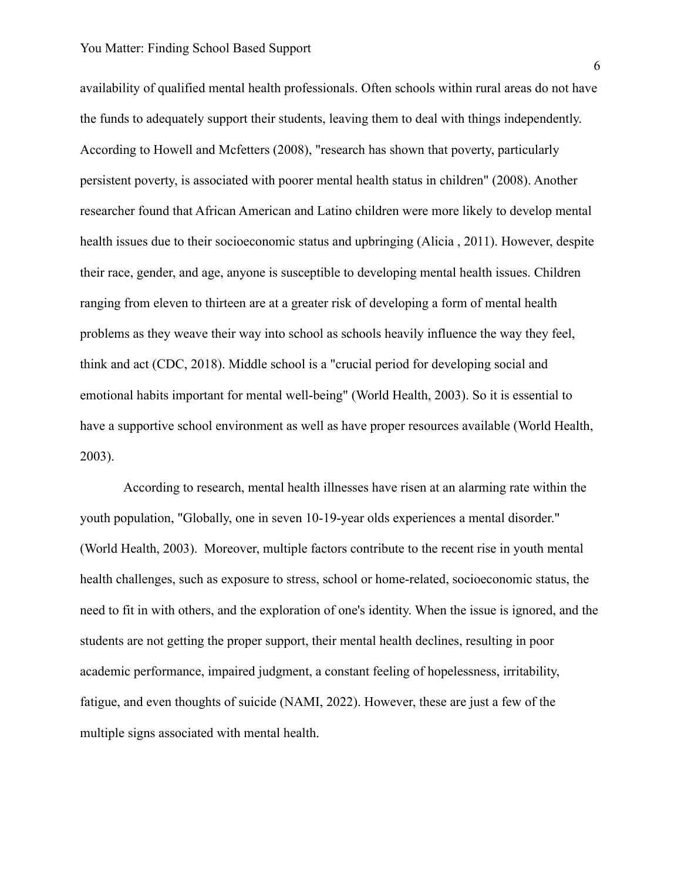availability of qualified mental health professionals. Often schools within rural areas do not have the funds to adequately support their students, leaving them to deal with things independently. According to Howell and Mcfetters (2008), "research has shown that poverty, particularly persistent poverty, is associated with poorer mental health status in children" (2008). Another researcher found that African American and Latino children were more likely to develop mental health issues due to their socioeconomic status and upbringing (Alicia , 2011). However, despite their race, gender, and age, anyone is susceptible to developing mental health issues. Children ranging from eleven to thirteen are at a greater risk of developing a form of mental health problems as they weave their way into school as schools heavily influence the way they feel, think and act (CDC, 2018). Middle school is a "crucial period for developing social and emotional habits important for mental well-being" (World Health, 2003). So it is essential to have a supportive school environment as well as have proper resources available (World Health, 2003).

According to research, mental health illnesses have risen at an alarming rate within the youth population, "Globally, one in seven 10-19-year olds experiences a mental disorder." (World Health, 2003). Moreover, multiple factors contribute to the recent rise in youth mental health challenges, such as exposure to stress, school or home-related, socioeconomic status, the need to fit in with others, and the exploration of one's identity. When the issue is ignored, and the students are not getting the proper support, their mental health declines, resulting in poor academic performance, impaired judgment, a constant feeling of hopelessness, irritability, fatigue, and even thoughts of suicide (NAMI, 2022). However, these are just a few of the multiple signs associated with mental health.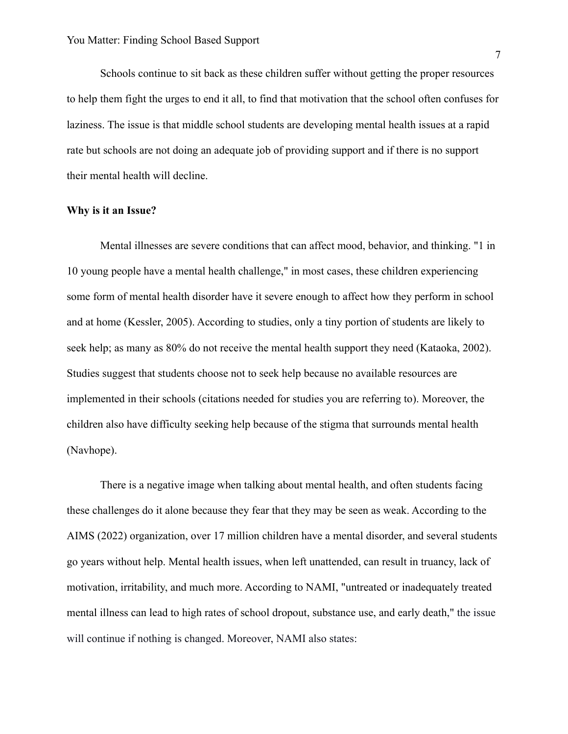Schools continue to sit back as these children suffer without getting the proper resources to help them fight the urges to end it all, to find that motivation that the school often confuses for laziness. The issue is that middle school students are developing mental health issues at a rapid rate but schools are not doing an adequate job of providing support and if there is no support their mental health will decline.

**Why is it an Issue?**

Mental illnesses are severe conditions that can affect mood, behavior, and thinking. "1 in 10 young people have a mental health challenge," in most cases, these children experiencing some form of mental health disorder have it severe enough to affect how they perform in school and at home (Kessler, 2005). According to studies, only a tiny portion of students are likely to seek help; as many as 80% do not receive the mental health support they need (Kataoka, 2002). Studies suggest that students choose not to seek help because no available resources are implemented in their schools (citations needed for studies you are referring to). Moreover, the children also have difficulty seeking help because of the stigma that surrounds mental health (Navhope).

There is a negative image when talking about mental health, and often students facing these challenges do it alone because they fear that they may be seen as weak. According to the AIMS (2022) organization, over 17 million children have a mental disorder, and several students go years without help. Mental health issues, when left unattended, can result in truancy, lack of motivation, irritability, and much more. According to NAMI, "untreated or inadequately treated mental illness can lead to high rates of school dropout, substance use, and early death," the issue will continue if nothing is changed. Moreover, NAMI also states: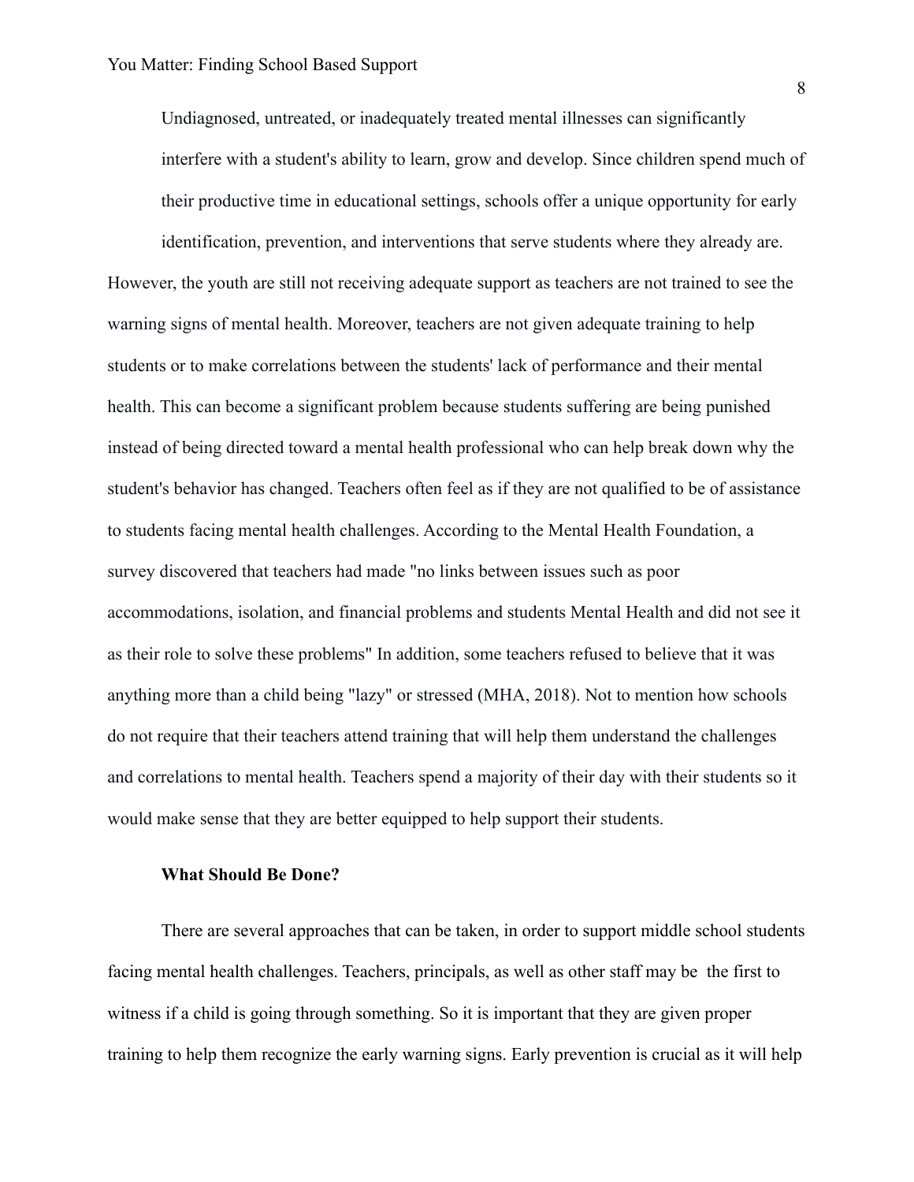Undiagnosed, untreated, or inadequately treated mental illnesses can significantly interfere with a student's ability to learn, grow and develop. Since children spend much of their productive time in educational settings, schools offer a unique opportunity for early identification, prevention, and interventions that serve students where they already are.

However, the youth are still not receiving adequate support as teachers are not trained to see the warning signs of mental health. Moreover, teachers are not given adequate training to help students or to make correlations between the students' lack of performance and their mental health. This can become a significant problem because students suffering are being punished instead of being directed toward a mental health professional who can help break down why the student's behavior has changed. Teachers often feel as if they are not qualified to be of assistance to students facing mental health challenges. According to the Mental Health Foundation, a survey discovered that teachers had made "no links between issues such as poor accommodations, isolation, and financial problems and students Mental Health and did not see it as their role to solve these problems" In addition, some teachers refused to believe that it was anything more than a child being "lazy" or stressed (MHA, 2018). Not to mention how schools do not require that their teachers attend training that will help them understand the challenges and correlations to mental health. Teachers spend a majority of their day with their students so it would make sense that they are better equipped to help support their students.

**What Should Be Done?**

There are several approaches that can be taken, in order to support middle school students facing mental health challenges. Teachers, principals, as well as other staff may be the first to witness if a child is going through something. So it is important that they are given proper training to help them recognize the early warning signs. Early prevention is crucial as it will help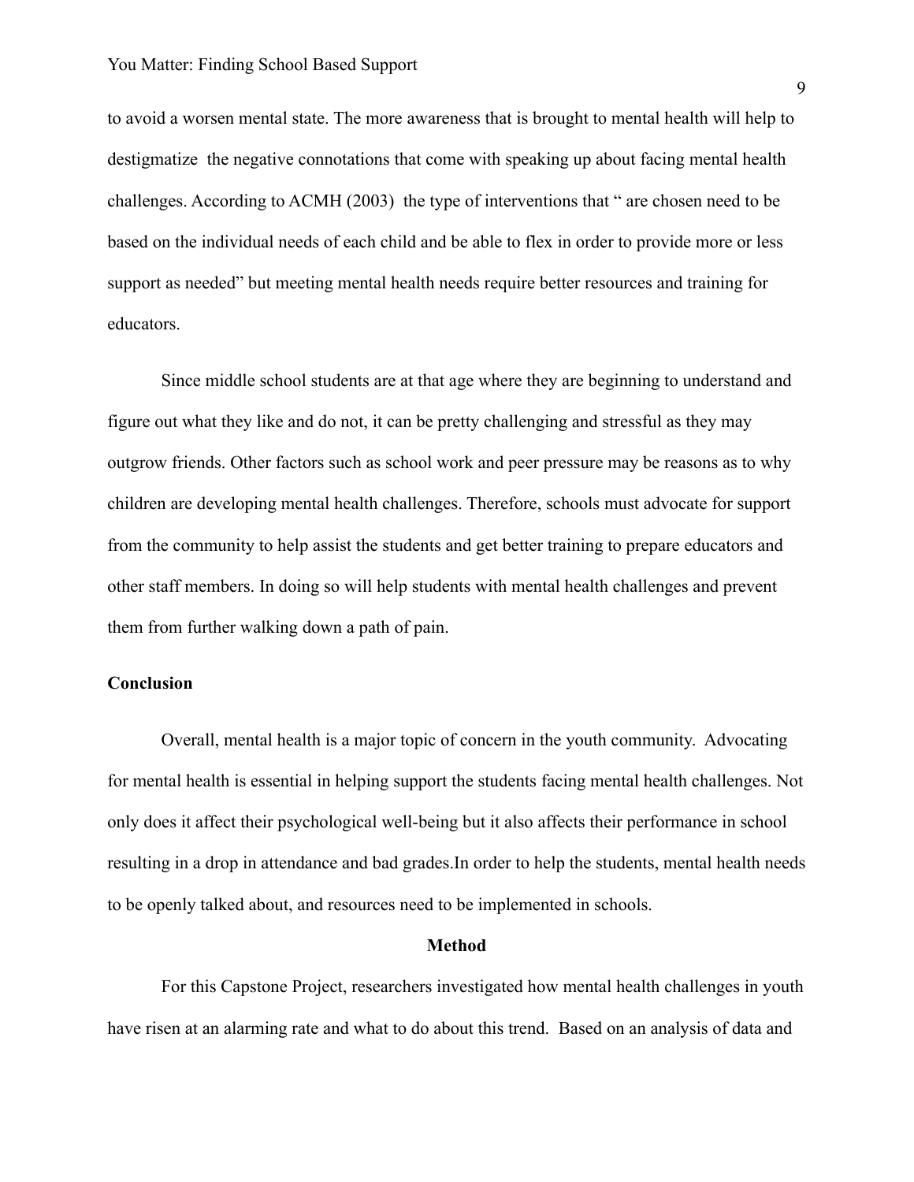to avoid a worsen mental state. The more awareness that is brought to mental health will help to destigmatize  the negative connotations that come with speaking up about facing mental health challenges. According to ACMH (2003)  the type of interventions that " are chosen need to be based on the individual needs of each child and be able to flex in order to provide more or less support as needed" but meeting mental health needs require better resources and training for educators.

Since middle school students are at that age where they are beginning to understand and figure out what they like and do not, it can be pretty challenging and stressful as they may outgrow friends. Other factors such as school work and peer pressure may be reasons as to why children are developing mental health challenges. Therefore, schools must advocate for support from the community to help assist the students and get better training to prepare educators and other staff members. In doing so will help students with mental health challenges and prevent them from further walking down a path of pain.

**Conclusion**

Overall, mental health is a major topic of concern in the youth community.  Advocating for mental health is essential in helping support the students facing mental health challenges. Not only does it affect their psychological well-being but it also affects their performance in school resulting in a drop in attendance and bad grades.In order to help the students, mental health needs to be openly talked about, and resources need to be implemented in schools.

## Method

For this Capstone Project, researchers investigated how mental health challenges in youth have risen at an alarming rate and what to do about this trend.  Based on an analysis of data and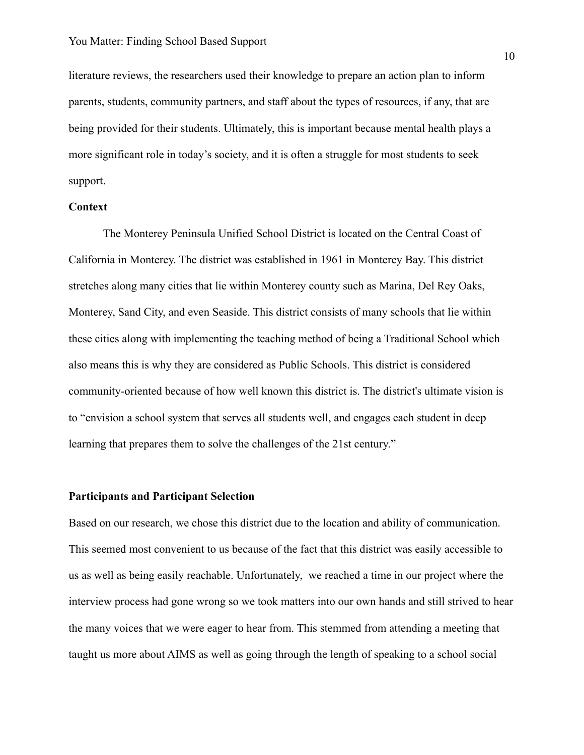literature reviews, the researchers used their knowledge to prepare an action plan to inform parents, students, community partners, and staff about the types of resources, if any, that are being provided for their students. Ultimately, this is important because mental health plays a more significant role in today's society, and it is often a struggle for most students to seek support.

**Context**

The Monterey Peninsula Unified School District is located on the Central Coast of California in Monterey. The district was established in 1961 in Monterey Bay. This district stretches along many cities that lie within Monterey county such as Marina, Del Rey Oaks, Monterey, Sand City, and even Seaside. This district consists of many schools that lie within these cities along with implementing the teaching method of being a Traditional School which also means this is why they are considered as Public Schools. This district is considered community-oriented because of how well known this district is. The district's ultimate vision is to "envision a school system that serves all students well, and engages each student in deep learning that prepares them to solve the challenges of the 21st century."

**Participants and Participant Selection**

Based on our research, we chose this district due to the location and ability of communication. This seemed most convenient to us because of the fact that this district was easily accessible to us as well as being easily reachable. Unfortunately, we reached a time in our project where the interview process had gone wrong so we took matters into our own hands and still strived to hear the many voices that we were eager to hear from. This stemmed from attending a meeting that taught us more about AIMS as well as going through the length of speaking to a school social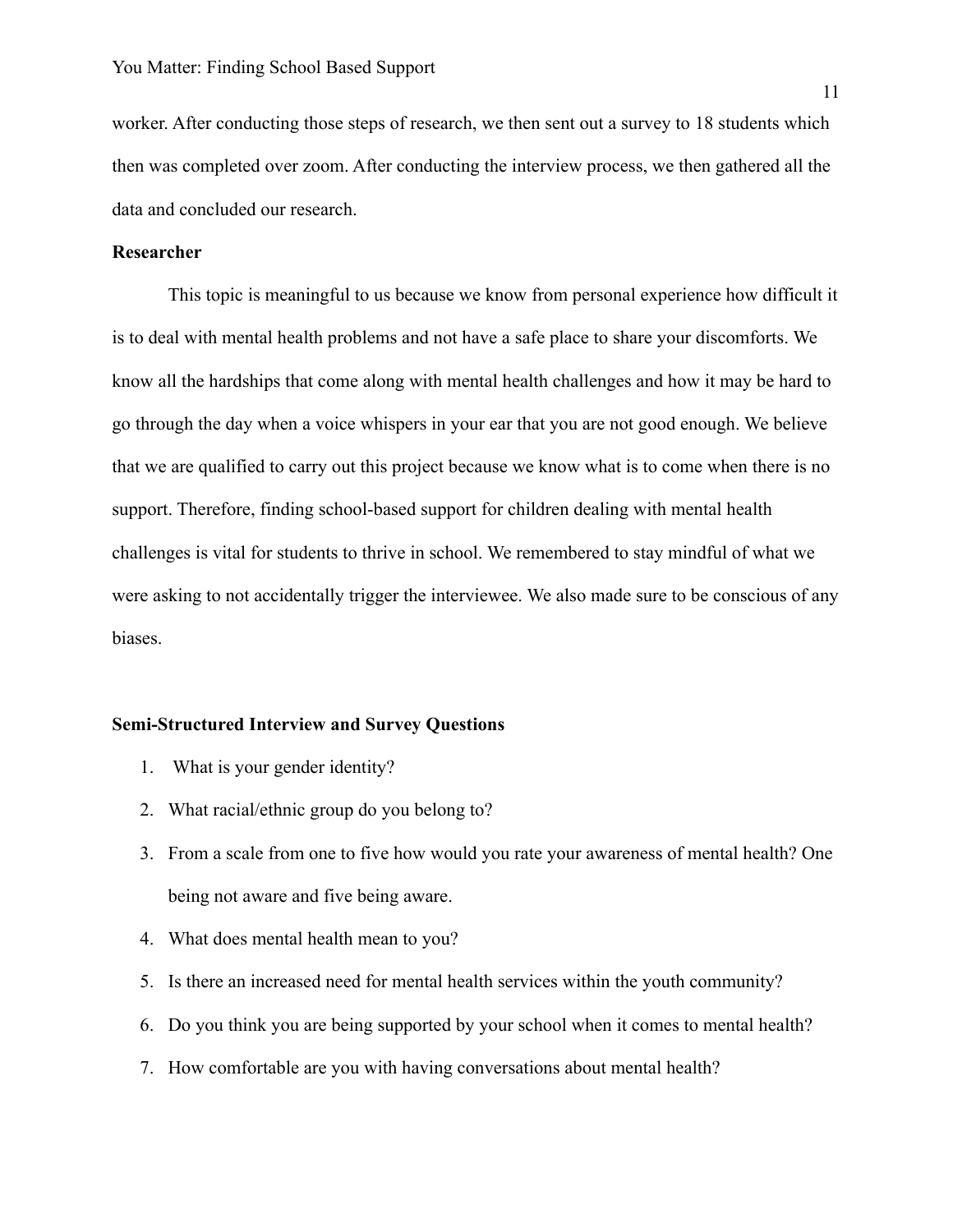worker. After conducting those steps of research, we then sent out a survey to 18 students which then was completed over zoom. After conducting the interview process, we then gathered all the data and concluded our research.

**Researcher**

This topic is meaningful to us because we know from personal experience how difficult it is to deal with mental health problems and not have a safe place to share your discomforts. We know all the hardships that come along with mental health challenges and how it may be hard to go through the day when a voice whispers in your ear that you are not good enough. We believe that we are qualified to carry out this project because we know what is to come when there is no support. Therefore, finding school-based support for children dealing with mental health challenges is vital for students to thrive in school. We remembered to stay mindful of what we were asking to not accidentally trigger the interviewee. We also made sure to be conscious of any biases.

**Semi-Structured Interview and Survey Questions**

1. What is your gender identity?
2. What racial/ethnic group do you belong to?
3. From a scale from one to five how would you rate your awareness of mental health? One being not aware and five being aware.
4. What does mental health mean to you?
5. Is there an increased need for mental health services within the youth community?
6. Do you think you are being supported by your school when it comes to mental health?
7. How comfortable are you with having conversations about mental health?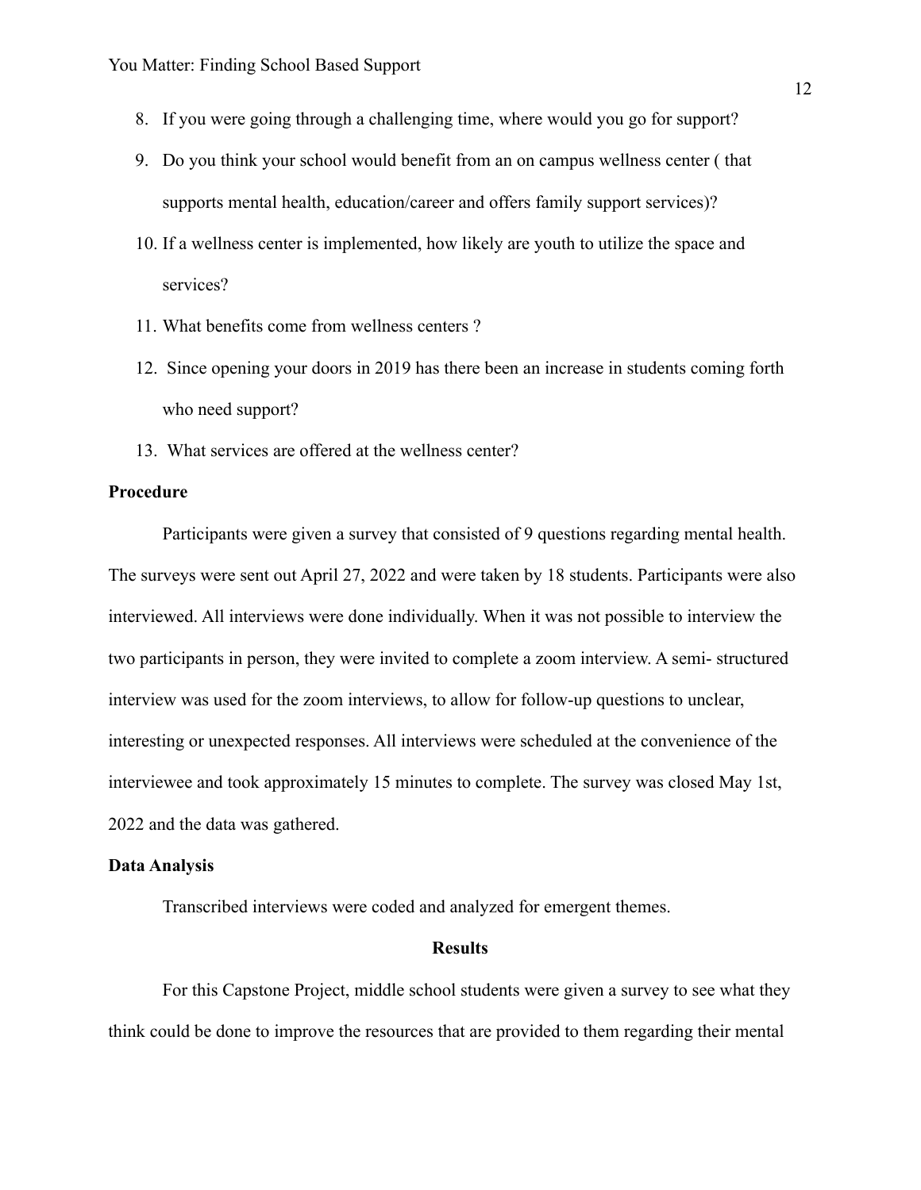8. If you were going through a challenging time, where would you go for support?
9. Do you think your school would benefit from an on campus wellness center ( that supports mental health, education/career and offers family support services)?
10. If a wellness center is implemented, how likely are youth to utilize the space and services?
11. What benefits come from wellness centers ?
12. Since opening your doors in 2019 has there been an increase in students coming forth who need support?
13. What services are offered at the wellness center?

**Procedure**

Participants were given a survey that consisted of 9 questions regarding mental health. The surveys were sent out April 27, 2022 and were taken by 18 students. Participants were also interviewed. All interviews were done individually. When it was not possible to interview the two participants in person, they were invited to complete a zoom interview. A semi- structured interview was used for the zoom interviews, to allow for follow-up questions to unclear, interesting or unexpected responses. All interviews were scheduled at the convenience of the interviewee and took approximately 15 minutes to complete. The survey was closed May 1st, 2022 and the data was gathered.

**Data Analysis**

Transcribed interviews were coded and analyzed for emergent themes.

## Results

For this Capstone Project, middle school students were given a survey to see what they think could be done to improve the resources that are provided to them regarding their mental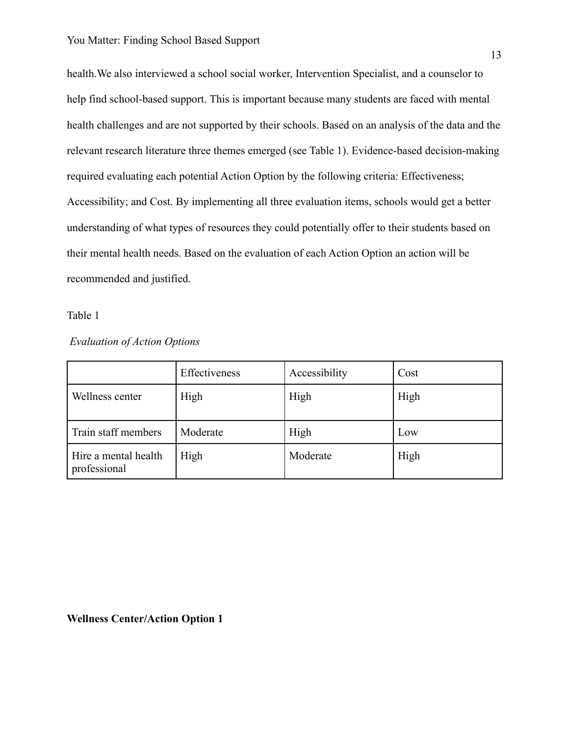health.We also interviewed a school social worker, Intervention Specialist, and a counselor to help find school-based support. This is important because many students are faced with mental health challenges and are not supported by their schools. Based on an analysis of the data and the relevant research literature three themes emerged (see Table 1). Evidence-based decision-making required evaluating each potential Action Option by the following criteria: Effectiveness; Accessibility; and Cost. By implementing all three evaluation items, schools would get a better understanding of what types of resources they could potentially offer to their students based on their mental health needs. Based on the evaluation of each Action Option an action will be recommended and justified.

Table 1

*Evaluation of Action Options*

| | Effectiveness | Accessibility | Cost |
|---|---|---|---|
| Wellness center | High | High | High |
| Train staff members | Moderate | High | Low |
| Hire a mental health professional | High | Moderate | High |

**Wellness Center/Action Option 1**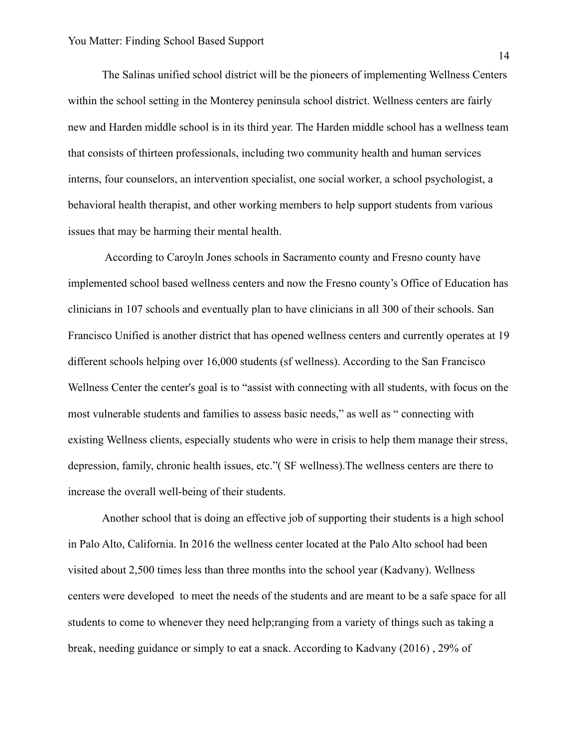The Salinas unified school district will be the pioneers of implementing Wellness Centers within the school setting in the Monterey peninsula school district. Wellness centers are fairly new and Harden middle school is in its third year. The Harden middle school has a wellness team that consists of thirteen professionals, including two community health and human services interns, four counselors, an intervention specialist, one social worker, a school psychologist, a behavioral health therapist, and other working members to help support students from various issues that may be harming their mental health.

According to Caroyln Jones schools in Sacramento county and Fresno county have implemented school based wellness centers and now the Fresno county's Office of Education has clinicians in 107 schools and eventually plan to have clinicians in all 300 of their schools. San Francisco Unified is another district that has opened wellness centers and currently operates at 19 different schools helping over 16,000 students (sf wellness). According to the San Francisco Wellness Center the center's goal is to "assist with connecting with all students, with focus on the most vulnerable students and families to assess basic needs," as well as " connecting with existing Wellness clients, especially students who were in crisis to help them manage their stress, depression, family, chronic health issues, etc."( SF wellness).The wellness centers are there to increase the overall well-being of their students.

Another school that is doing an effective job of supporting their students is a high school in Palo Alto, California. In 2016 the wellness center located at the Palo Alto school had been visited about 2,500 times less than three months into the school year (Kadvany). Wellness centers were developed to meet the needs of the students and are meant to be a safe space for all students to come to whenever they need help;ranging from a variety of things such as taking a break, needing guidance or simply to eat a snack. According to Kadvany (2016) , 29% of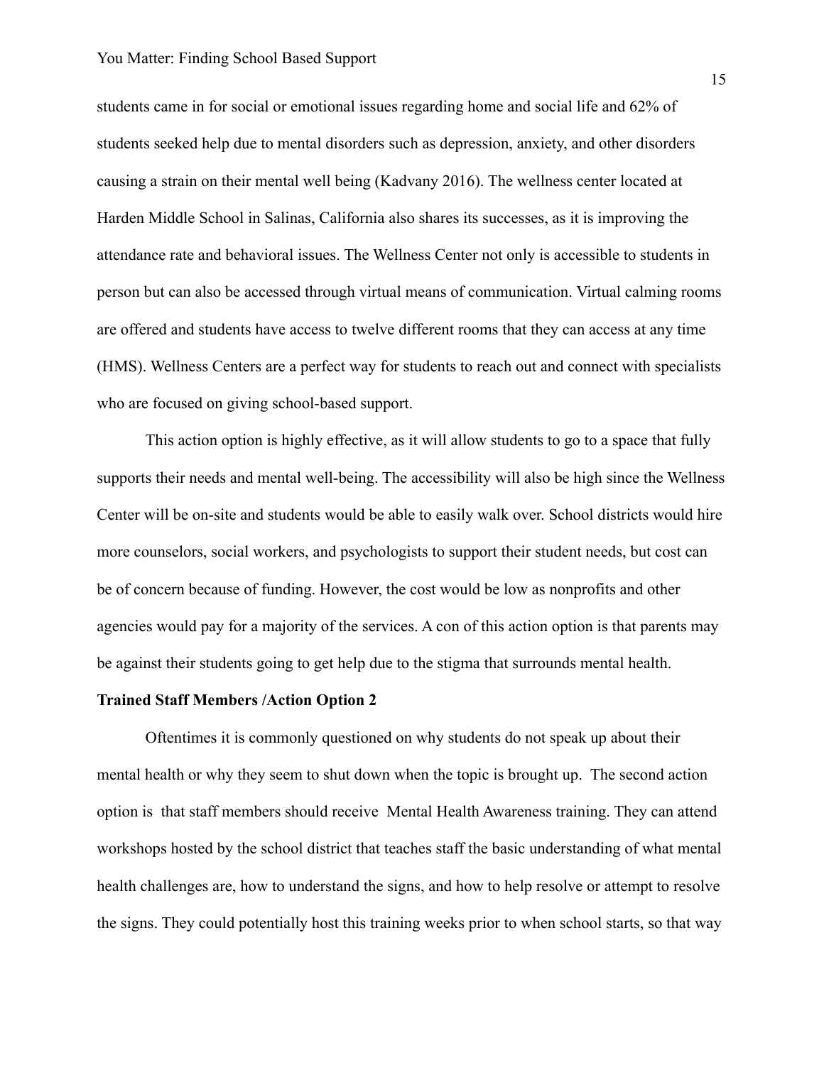students came in for social or emotional issues regarding home and social life and 62% of students seeked help due to mental disorders such as depression, anxiety, and other disorders causing a strain on their mental well being (Kadvany 2016). The wellness center located at Harden Middle School in Salinas, California also shares its successes, as it is improving the attendance rate and behavioral issues. The Wellness Center not only is accessible to students in person but can also be accessed through virtual means of communication. Virtual calming rooms are offered and students have access to twelve different rooms that they can access at any time (HMS). Wellness Centers are a perfect way for students to reach out and connect with specialists who are focused on giving school-based support.

This action option is highly effective, as it will allow students to go to a space that fully supports their needs and mental well-being. The accessibility will also be high since the Wellness Center will be on-site and students would be able to easily walk over. School districts would hire more counselors, social workers, and psychologists to support their student needs, but cost can be of concern because of funding. However, the cost would be low as nonprofits and other agencies would pay for a majority of the services. A con of this action option is that parents may be against their students going to get help due to the stigma that surrounds mental health.

**Trained Staff Members /Action Option 2**

Oftentimes it is commonly questioned on why students do not speak up about their mental health or why they seem to shut down when the topic is brought up. The second action option is that staff members should receive Mental Health Awareness training. They can attend workshops hosted by the school district that teaches staff the basic understanding of what mental health challenges are, how to understand the signs, and how to help resolve or attempt to resolve the signs. They could potentially host this training weeks prior to when school starts, so that way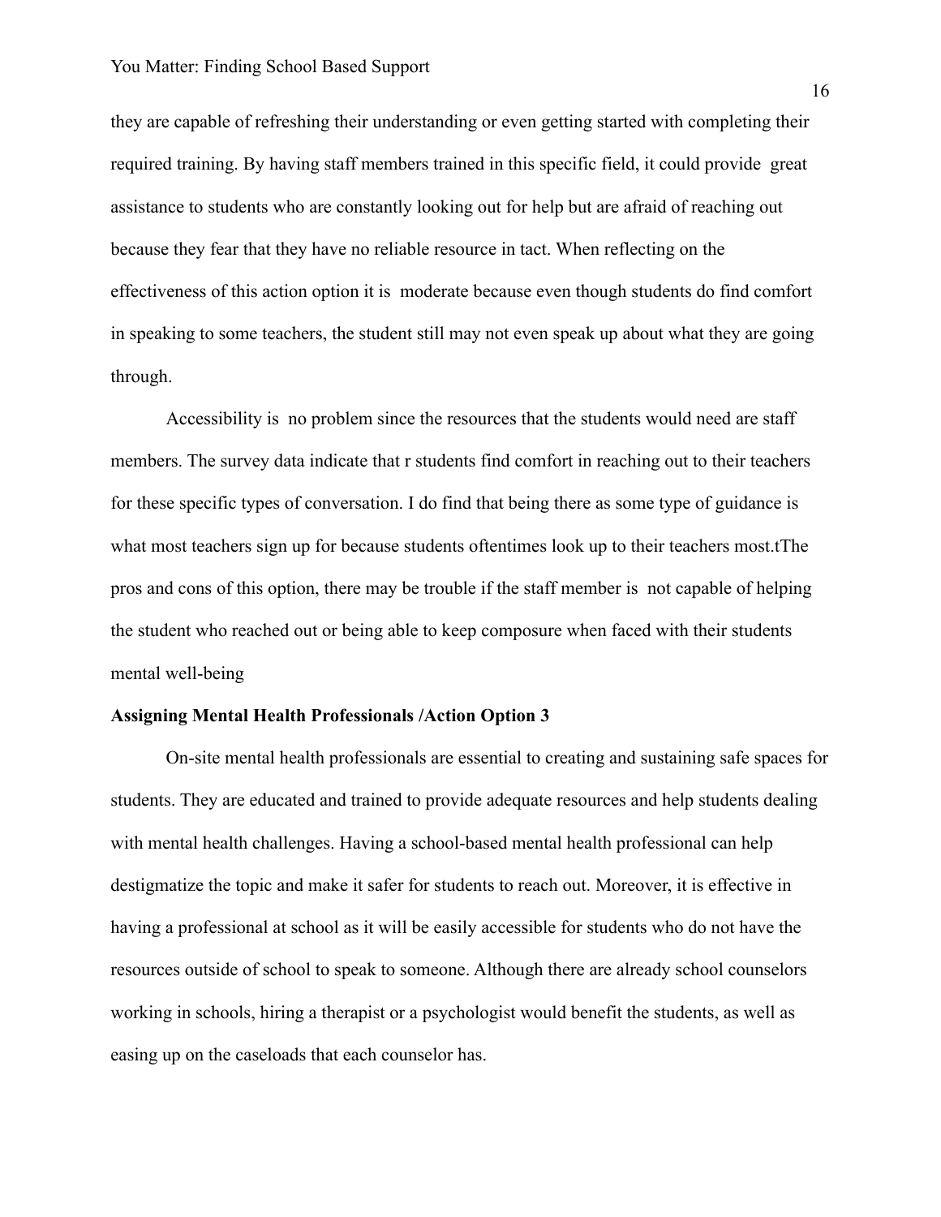they are capable of refreshing their understanding or even getting started with completing their required training. By having staff members trained in this specific field, it could provide great assistance to students who are constantly looking out for help but are afraid of reaching out because they fear that they have no reliable resource in tact. When reflecting on the effectiveness of this action option it is moderate because even though students do find comfort in speaking to some teachers, the student still may not even speak up about what they are going through.

Accessibility is no problem since the resources that the students would need are staff members. The survey data indicate that r students find comfort in reaching out to their teachers for these specific types of conversation. I do find that being there as some type of guidance is what most teachers sign up for because students oftentimes look up to their teachers most.tThe pros and cons of this option, there may be trouble if the staff member is not capable of helping the student who reached out or being able to keep composure when faced with their students mental well-being

**Assigning Mental Health Professionals /Action Option 3**

On-site mental health professionals are essential to creating and sustaining safe spaces for students. They are educated and trained to provide adequate resources and help students dealing with mental health challenges. Having a school-based mental health professional can help destigmatize the topic and make it safer for students to reach out. Moreover, it is effective in having a professional at school as it will be easily accessible for students who do not have the resources outside of school to speak to someone. Although there are already school counselors working in schools, hiring a therapist or a psychologist would benefit the students, as well as easing up on the caseloads that each counselor has.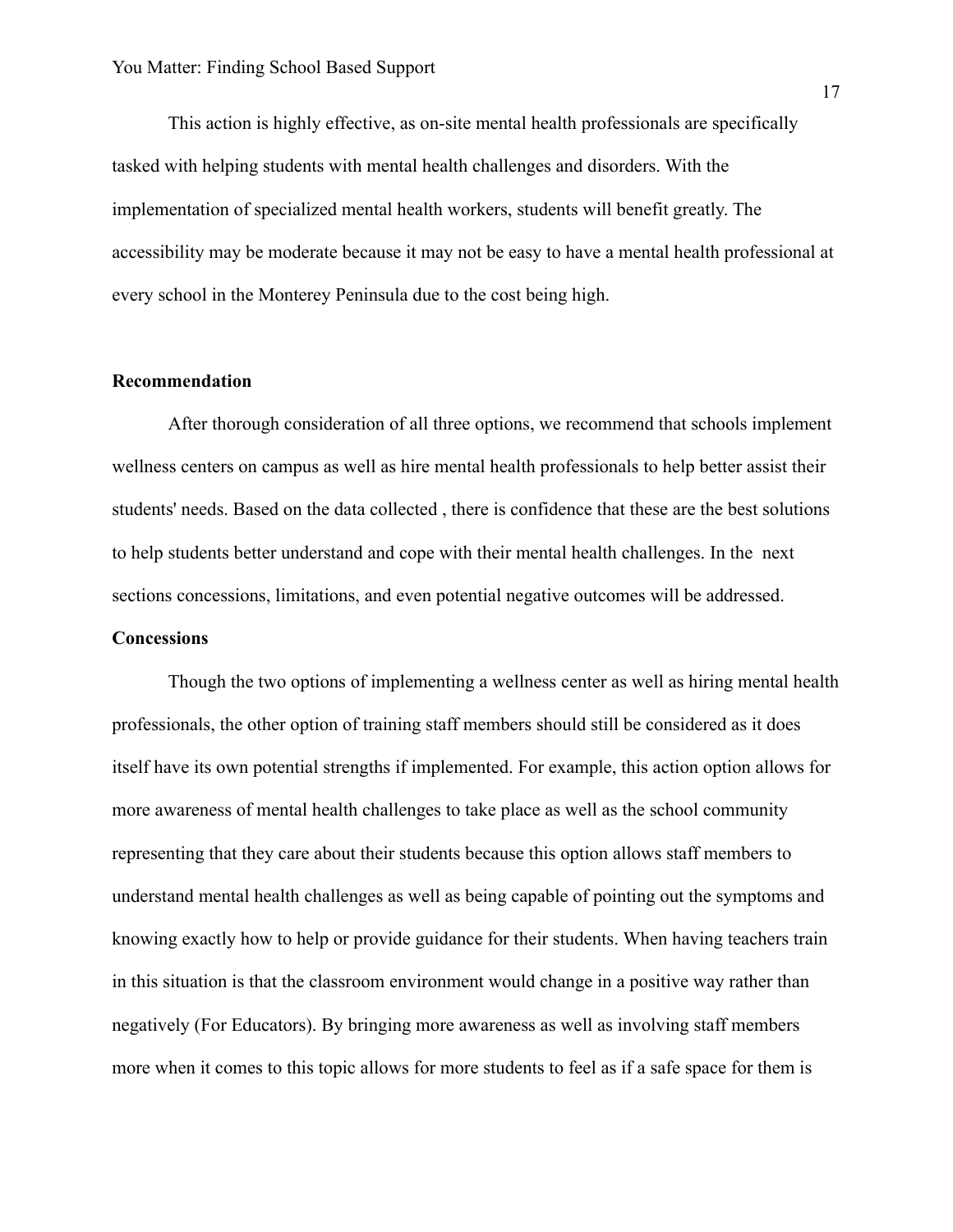This action is highly effective, as on-site mental health professionals are specifically tasked with helping students with mental health challenges and disorders. With the implementation of specialized mental health workers, students will benefit greatly. The accessibility may be moderate because it may not be easy to have a mental health professional at every school in the Monterey Peninsula due to the cost being high.

**Recommendation**

After thorough consideration of all three options, we recommend that schools implement wellness centers on campus as well as hire mental health professionals to help better assist their students' needs. Based on the data collected , there is confidence that these are the best solutions to help students better understand and cope with their mental health challenges. In the next sections concessions, limitations, and even potential negative outcomes will be addressed.

**Concessions**

Though the two options of implementing a wellness center as well as hiring mental health professionals, the other option of training staff members should still be considered as it does itself have its own potential strengths if implemented. For example, this action option allows for more awareness of mental health challenges to take place as well as the school community representing that they care about their students because this option allows staff members to understand mental health challenges as well as being capable of pointing out the symptoms and knowing exactly how to help or provide guidance for their students. When having teachers train in this situation is that the classroom environment would change in a positive way rather than negatively (For Educators). By bringing more awareness as well as involving staff members more when it comes to this topic allows for more students to feel as if a safe space for them is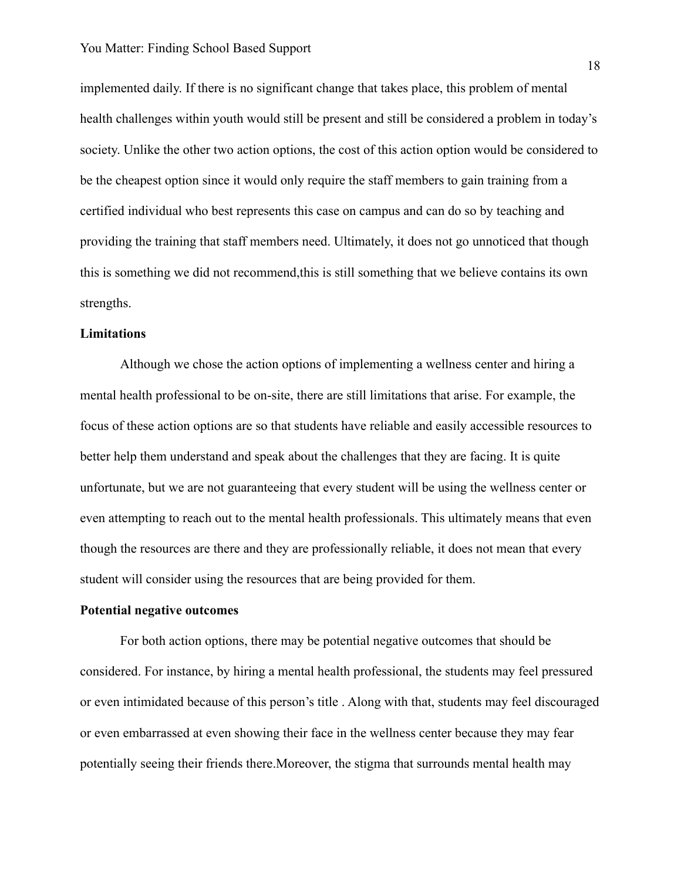implemented daily. If there is no significant change that takes place, this problem of mental health challenges within youth would still be present and still be considered a problem in today's society. Unlike the other two action options, the cost of this action option would be considered to be the cheapest option since it would only require the staff members to gain training from a certified individual who best represents this case on campus and can do so by teaching and providing the training that staff members need. Ultimately, it does not go unnoticed that though this is something we did not recommend,this is still something that we believe contains its own strengths.

**Limitations**

Although we chose the action options of implementing a wellness center and hiring a mental health professional to be on-site, there are still limitations that arise. For example, the focus of these action options are so that students have reliable and easily accessible resources to better help them understand and speak about the challenges that they are facing. It is quite unfortunate, but we are not guaranteeing that every student will be using the wellness center or even attempting to reach out to the mental health professionals. This ultimately means that even though the resources are there and they are professionally reliable, it does not mean that every student will consider using the resources that are being provided for them.

**Potential negative outcomes**

For both action options, there may be potential negative outcomes that should be considered. For instance, by hiring a mental health professional, the students may feel pressured or even intimidated because of this person's title . Along with that, students may feel discouraged or even embarrassed at even showing their face in the wellness center because they may fear potentially seeing their friends there.Moreover, the stigma that surrounds mental health may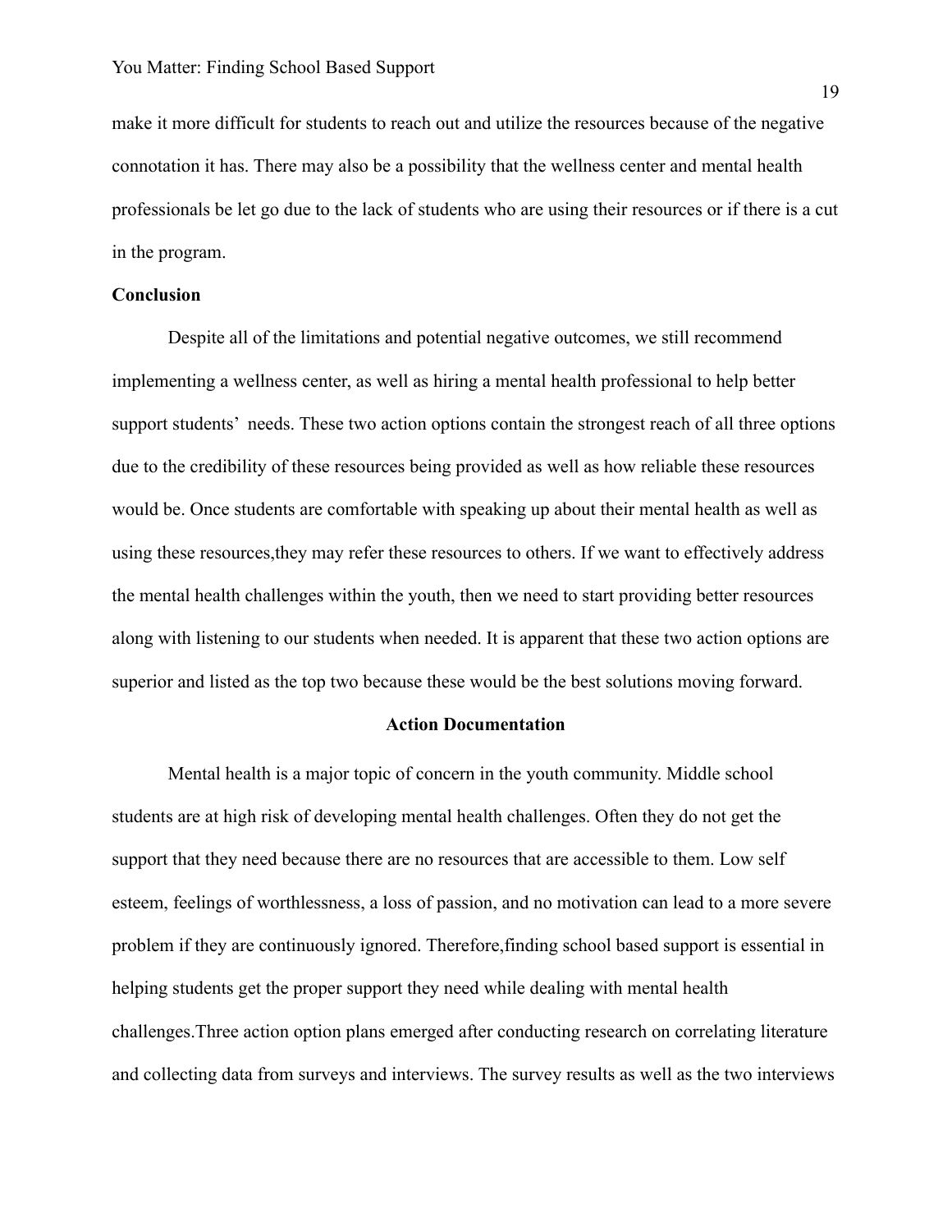make it more difficult for students to reach out and utilize the resources because of the negative connotation it has. There may also be a possibility that the wellness center and mental health professionals be let go due to the lack of students who are using their resources or if there is a cut in the program.

**Conclusion**

Despite all of the limitations and potential negative outcomes, we still recommend implementing a wellness center, as well as hiring a mental health professional to help better support students'  needs. These two action options contain the strongest reach of all three options due to the credibility of these resources being provided as well as how reliable these resources would be. Once students are comfortable with speaking up about their mental health as well as using these resources,they may refer these resources to others. If we want to effectively address the mental health challenges within the youth, then we need to start providing better resources along with listening to our students when needed. It is apparent that these two action options are superior and listed as the top two because these would be the best solutions moving forward.

## Action Documentation

Mental health is a major topic of concern in the youth community. Middle school students are at high risk of developing mental health challenges. Often they do not get the support that they need because there are no resources that are accessible to them. Low self esteem, feelings of worthlessness, a loss of passion, and no motivation can lead to a more severe problem if they are continuously ignored. Therefore,finding school based support is essential in helping students get the proper support they need while dealing with mental health challenges.Three action option plans emerged after conducting research on correlating literature and collecting data from surveys and interviews. The survey results as well as the two interviews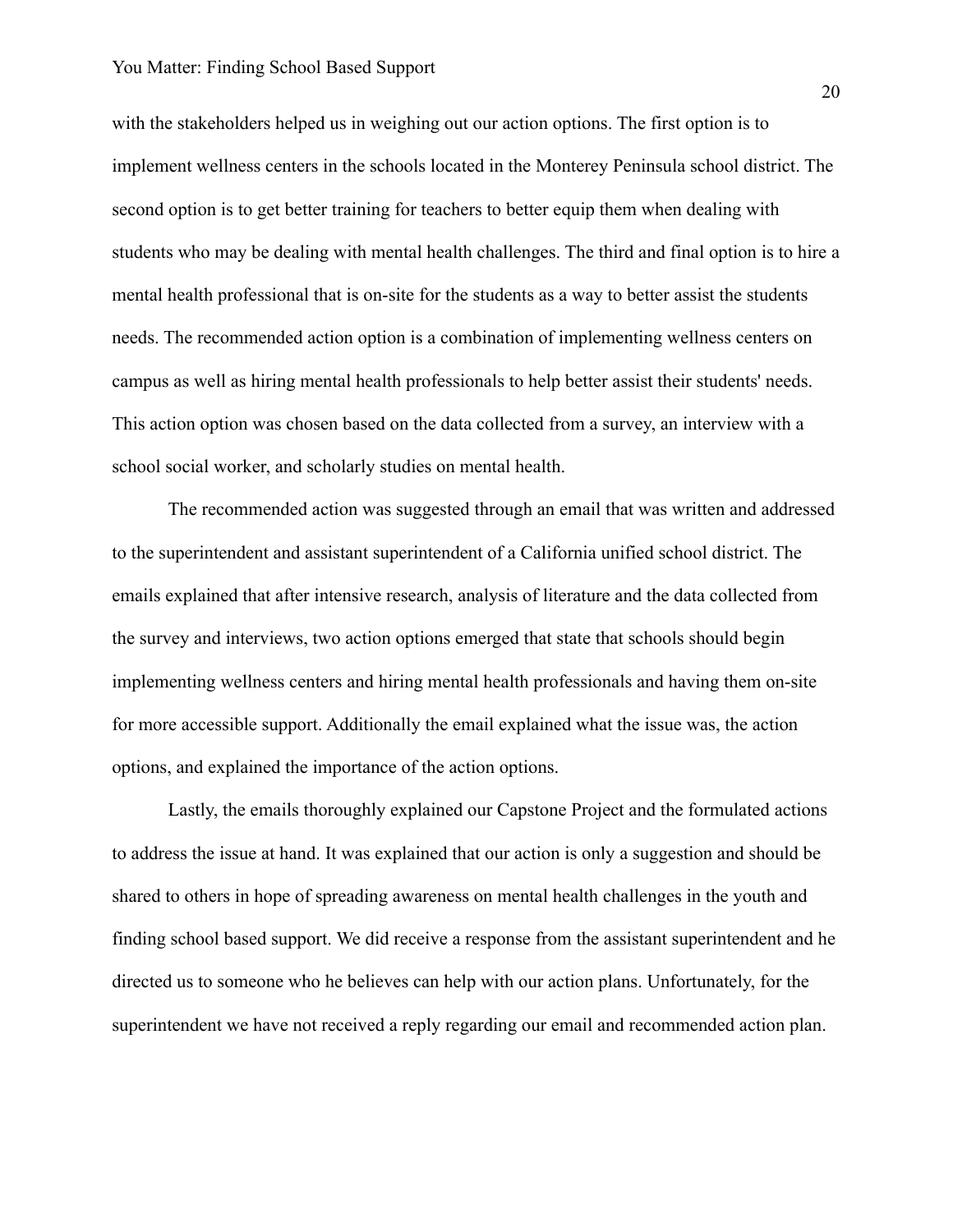with the stakeholders helped us in weighing out our action options. The first option is to implement wellness centers in the schools located in the Monterey Peninsula school district. The second option is to get better training for teachers to better equip them when dealing with students who may be dealing with mental health challenges. The third and final option is to hire a mental health professional that is on-site for the students as a way to better assist the students needs. The recommended action option is a combination of implementing wellness centers on campus as well as hiring mental health professionals to help better assist their students' needs. This action option was chosen based on the data collected from a survey, an interview with a school social worker, and scholarly studies on mental health.

The recommended action was suggested through an email that was written and addressed to the superintendent and assistant superintendent of a California unified school district. The emails explained that after intensive research, analysis of literature and the data collected from the survey and interviews, two action options emerged that state that schools should begin implementing wellness centers and hiring mental health professionals and having them on-site for more accessible support. Additionally the email explained what the issue was, the action options, and explained the importance of the action options.

Lastly, the emails thoroughly explained our Capstone Project and the formulated actions to address the issue at hand. It was explained that our action is only a suggestion and should be shared to others in hope of spreading awareness on mental health challenges in the youth and finding school based support. We did receive a response from the assistant superintendent and he directed us to someone who he believes can help with our action plans. Unfortunately, for the superintendent we have not received a reply regarding our email and recommended action plan.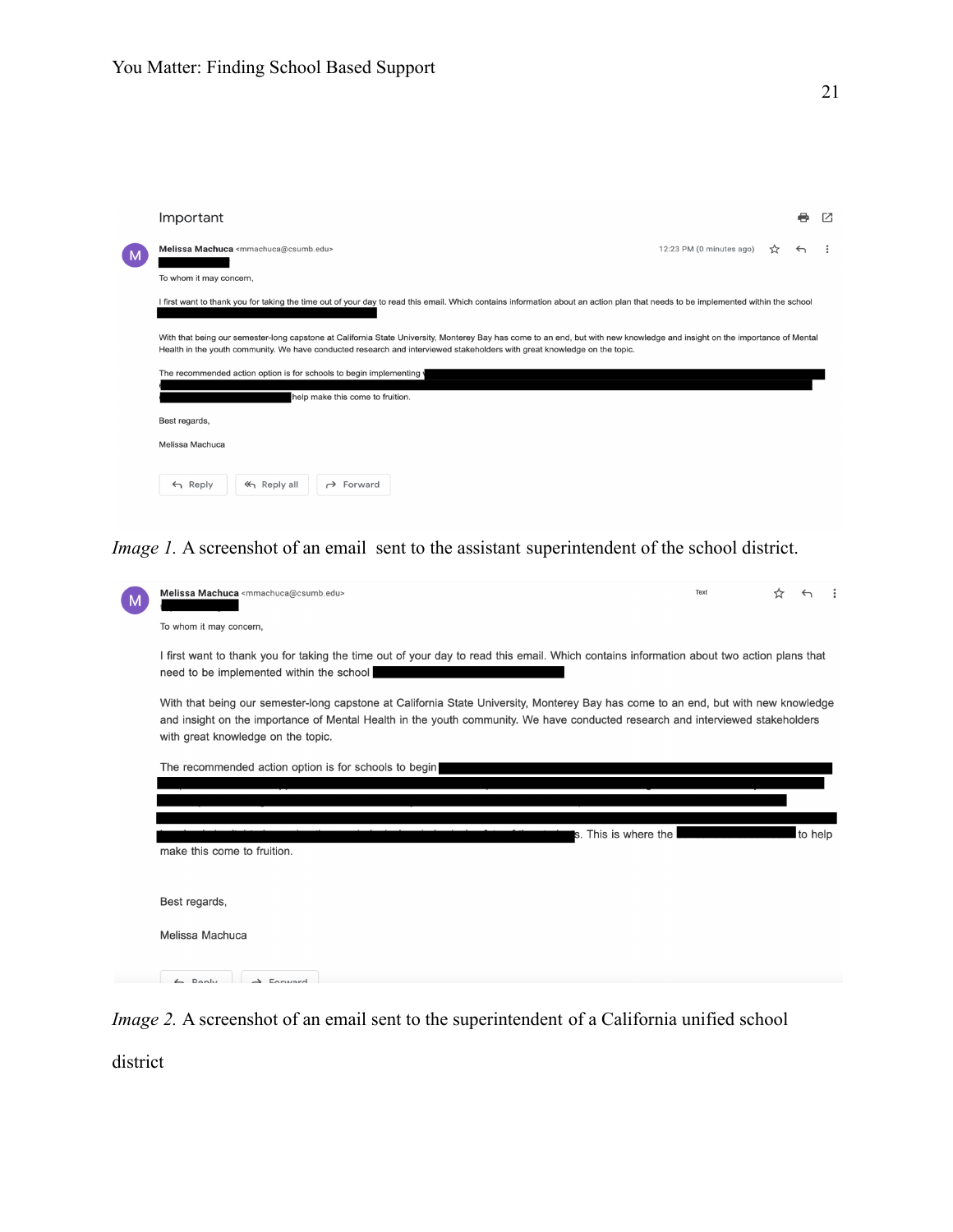Important

**Melissa Machuca** <mmachuca@csumb.edu>

12:23 PM (0 minutes ago)

To whom it may concern,

I first want to thank you for taking the time out of your day to read this email. Which contains information about an action plan that needs to be implemented within the school

With that being our semester-long capstone at California State University, Monterey Bay has come to an end, but with new knowledge and insight on the importance of Mental Health in the youth community. We have conducted research and interviewed stakeholders with great knowledge on the topic.

The recommended action option is for schools to begin implementing help make this come to fruition.

Best regards,

Melissa Machuca

Reply | Reply all | Forward

*Image 1.* A screenshot of an email sent to the assistant superintendent of the school district.

**Melissa Machuca** <mmachuca@csumb.edu>

To whom it may concern,

I first want to thank you for taking the time out of your day to read this email. Which contains information about two action plans that need to be implemented within the school

With that being our semester-long capstone at California State University, Monterey Bay has come to an end, but with new knowledge and insight on the importance of Mental Health in the youth community. We have conducted research and interviewed stakeholders with great knowledge on the topic.

The recommended action option is for schools to begin s. This is where the to help make this come to fruition.

Best regards,

Melissa Machuca

Reply | Forward

*Image 2.* A screenshot of an email sent to the superintendent of a California unified school district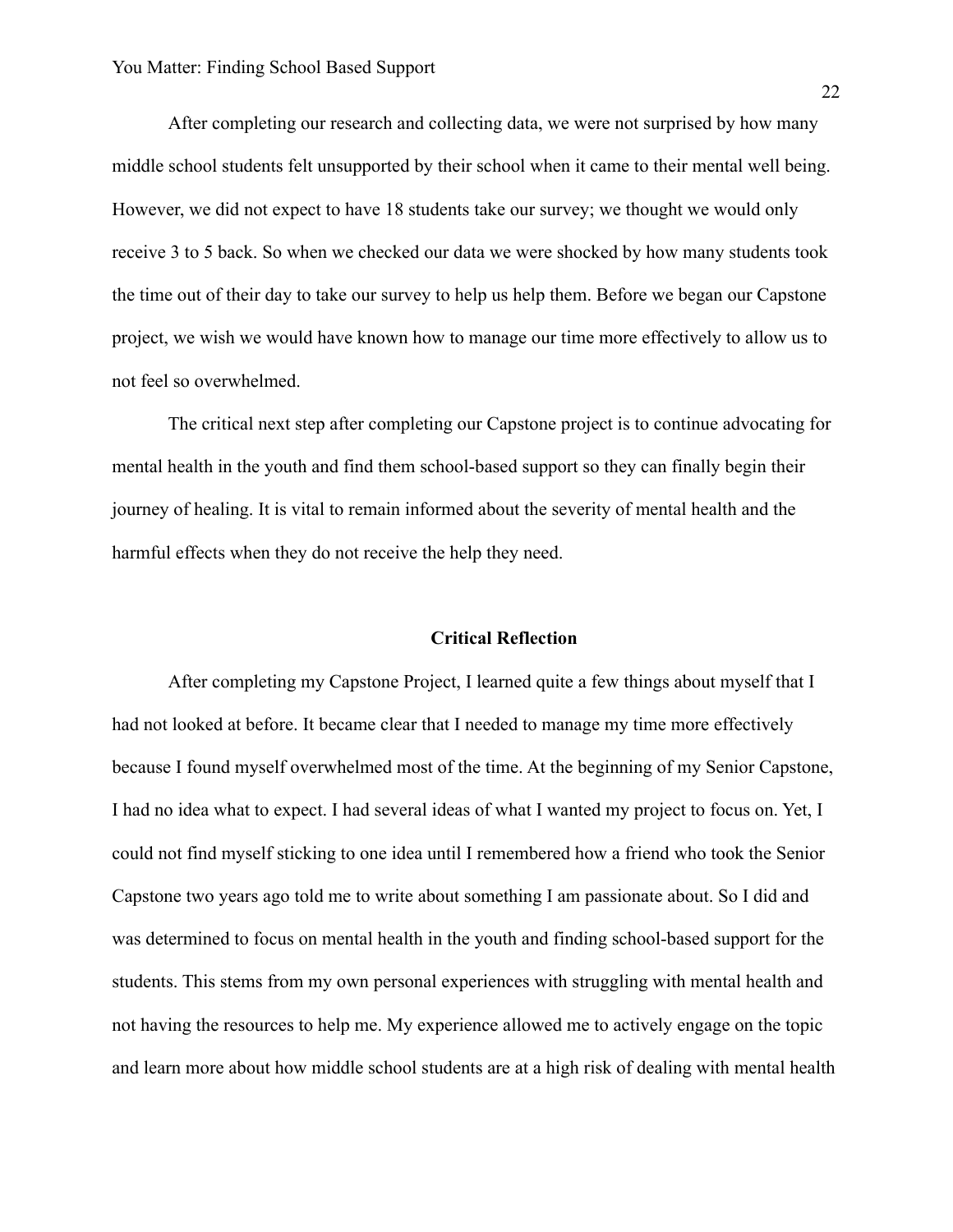After completing our research and collecting data, we were not surprised by how many middle school students felt unsupported by their school when it came to their mental well being. However, we did not expect to have 18 students take our survey; we thought we would only receive 3 to 5 back. So when we checked our data we were shocked by how many students took the time out of their day to take our survey to help us help them. Before we began our Capstone project, we wish we would have known how to manage our time more effectively to allow us to not feel so overwhelmed.

The critical next step after completing our Capstone project is to continue advocating for mental health in the youth and find them school-based support so they can finally begin their journey of healing. It is vital to remain informed about the severity of mental health and the harmful effects when they do not receive the help they need.

## Critical Reflection

After completing my Capstone Project, I learned quite a few things about myself that I had not looked at before. It became clear that I needed to manage my time more effectively because I found myself overwhelmed most of the time. At the beginning of my Senior Capstone, I had no idea what to expect. I had several ideas of what I wanted my project to focus on. Yet, I could not find myself sticking to one idea until I remembered how a friend who took the Senior Capstone two years ago told me to write about something I am passionate about. So I did and was determined to focus on mental health in the youth and finding school-based support for the students. This stems from my own personal experiences with struggling with mental health and not having the resources to help me. My experience allowed me to actively engage on the topic and learn more about how middle school students are at a high risk of dealing with mental health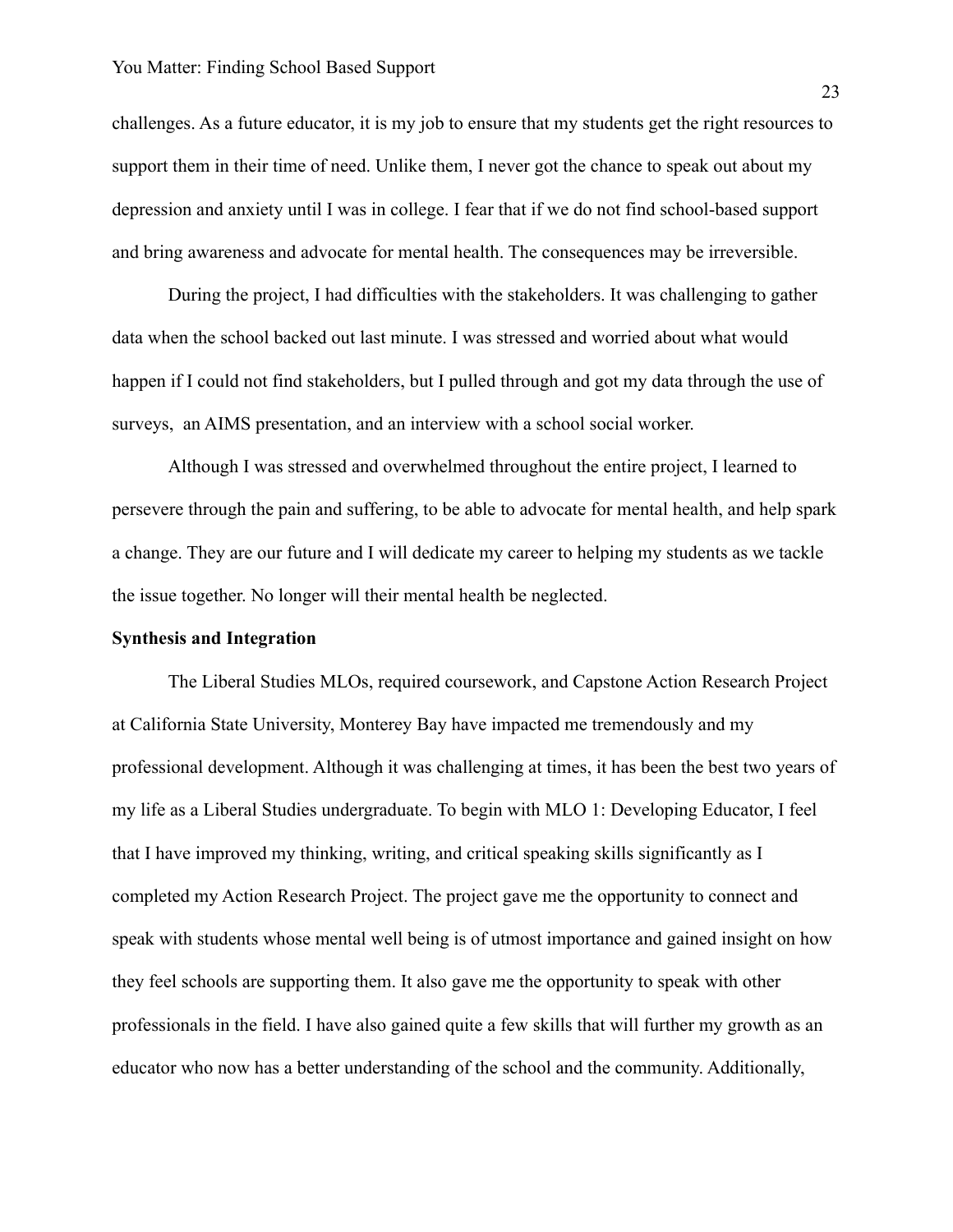challenges. As a future educator, it is my job to ensure that my students get the right resources to support them in their time of need. Unlike them, I never got the chance to speak out about my depression and anxiety until I was in college. I fear that if we do not find school-based support and bring awareness and advocate for mental health. The consequences may be irreversible.

During the project, I had difficulties with the stakeholders. It was challenging to gather data when the school backed out last minute. I was stressed and worried about what would happen if I could not find stakeholders, but I pulled through and got my data through the use of surveys,  an AIMS presentation, and an interview with a school social worker.

Although I was stressed and overwhelmed throughout the entire project, I learned to persevere through the pain and suffering, to be able to advocate for mental health, and help spark a change. They are our future and I will dedicate my career to helping my students as we tackle the issue together. No longer will their mental health be neglected.

**Synthesis and Integration**

The Liberal Studies MLOs, required coursework, and Capstone Action Research Project at California State University, Monterey Bay have impacted me tremendously and my professional development. Although it was challenging at times, it has been the best two years of my life as a Liberal Studies undergraduate. To begin with MLO 1: Developing Educator, I feel that I have improved my thinking, writing, and critical speaking skills significantly as I completed my Action Research Project. The project gave me the opportunity to connect and speak with students whose mental well being is of utmost importance and gained insight on how they feel schools are supporting them. It also gave me the opportunity to speak with other professionals in the field. I have also gained quite a few skills that will further my growth as an educator who now has a better understanding of the school and the community. Additionally,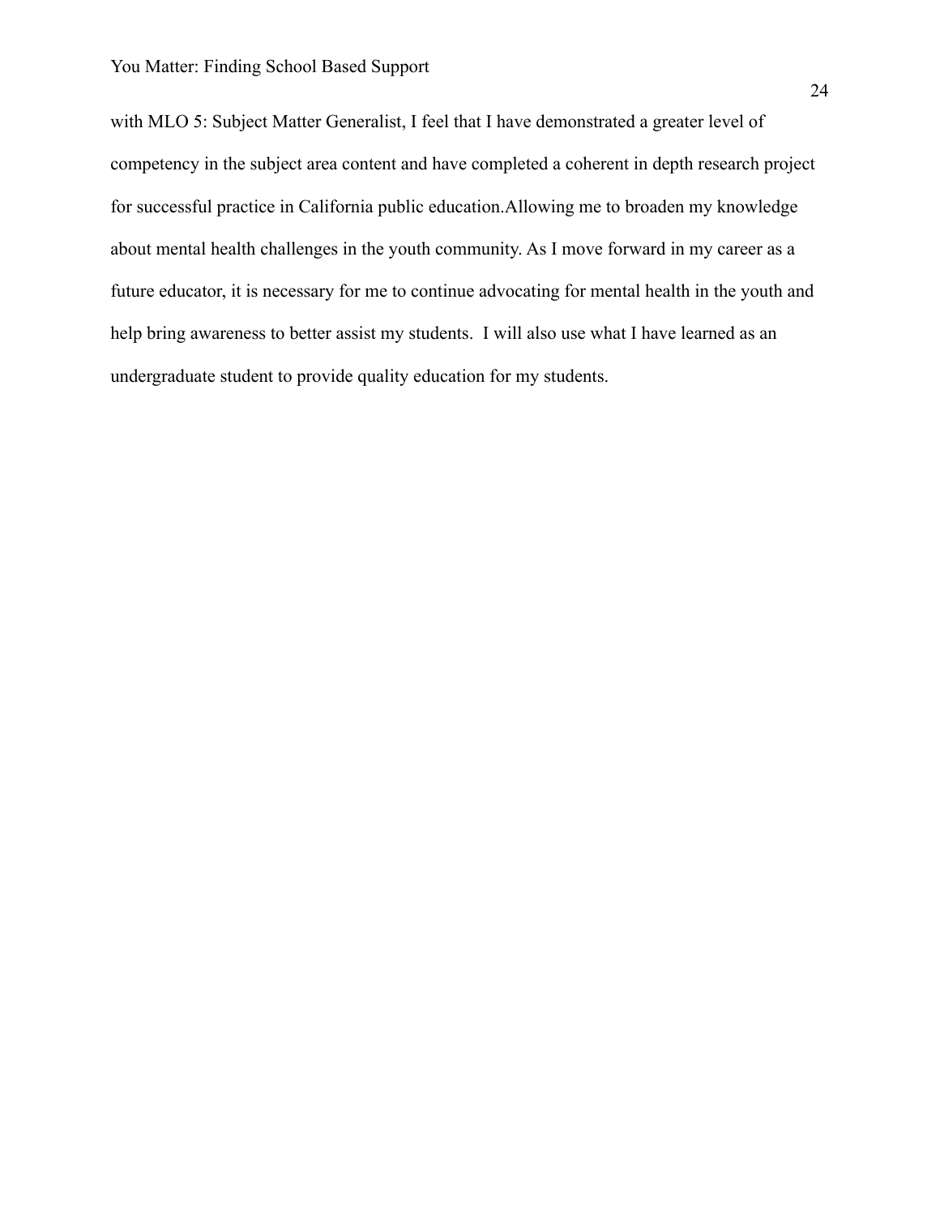with MLO 5: Subject Matter Generalist, I feel that I have demonstrated a greater level of competency in the subject area content and have completed a coherent in depth research project for successful practice in California public education.Allowing me to broaden my knowledge about mental health challenges in the youth community. As I move forward in my career as a future educator, it is necessary for me to continue advocating for mental health in the youth and help bring awareness to better assist my students.  I will also use what I have learned as an undergraduate student to provide quality education for my students.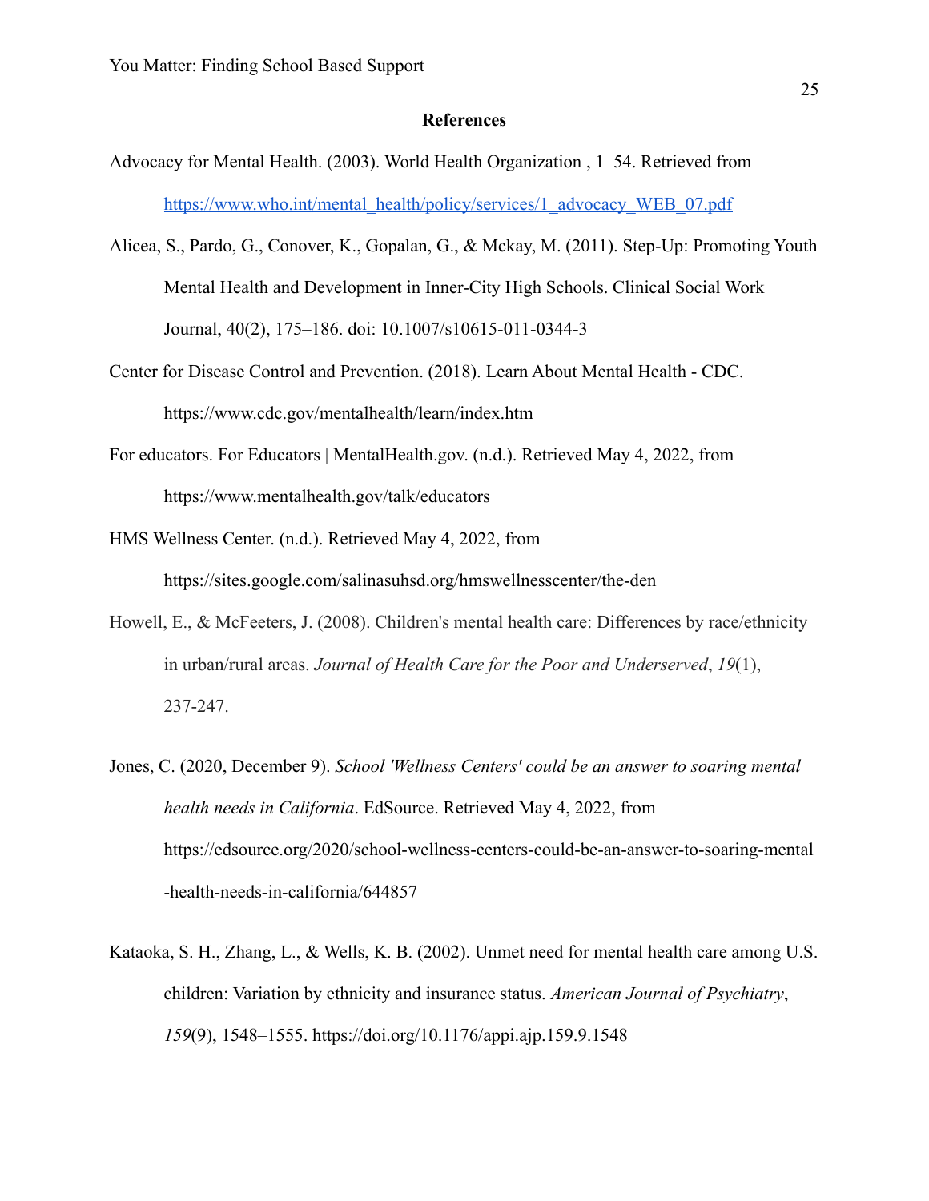# References

Advocacy for Mental Health. (2003). World Health Organization , 1–54. Retrieved from https://www.who.int/mental_health/policy/services/1_advocacy_WEB_07.pdf

Alicea, S., Pardo, G., Conover, K., Gopalan, G., & Mckay, M. (2011). Step-Up: Promoting Youth Mental Health and Development in Inner-City High Schools. Clinical Social Work Journal, 40(2), 175–186. doi: 10.1007/s10615-011-0344-3

Center for Disease Control and Prevention. (2018). Learn About Mental Health - CDC. https://www.cdc.gov/mentalhealth/learn/index.htm

For educators. For Educators | MentalHealth.gov. (n.d.). Retrieved May 4, 2022, from https://www.mentalhealth.gov/talk/educators

HMS Wellness Center. (n.d.). Retrieved May 4, 2022, from https://sites.google.com/salinasuhsd.org/hmswellnesscenter/the-den

Howell, E., & McFeeters, J. (2008). Children's mental health care: Differences by race/ethnicity in urban/rural areas. *Journal of Health Care for the Poor and Underserved*, *19*(1), 237-247.

Jones, C. (2020, December 9). *School 'Wellness Centers' could be an answer to soaring mental health needs in California*. EdSource. Retrieved May 4, 2022, from https://edsource.org/2020/school-wellness-centers-could-be-an-answer-to-soaring-mental-health-needs-in-california/644857

Kataoka, S. H., Zhang, L., & Wells, K. B. (2002). Unmet need for mental health care among U.S. children: Variation by ethnicity and insurance status. *American Journal of Psychiatry*, *159*(9), 1548–1555. https://doi.org/10.1176/appi.ajp.159.9.1548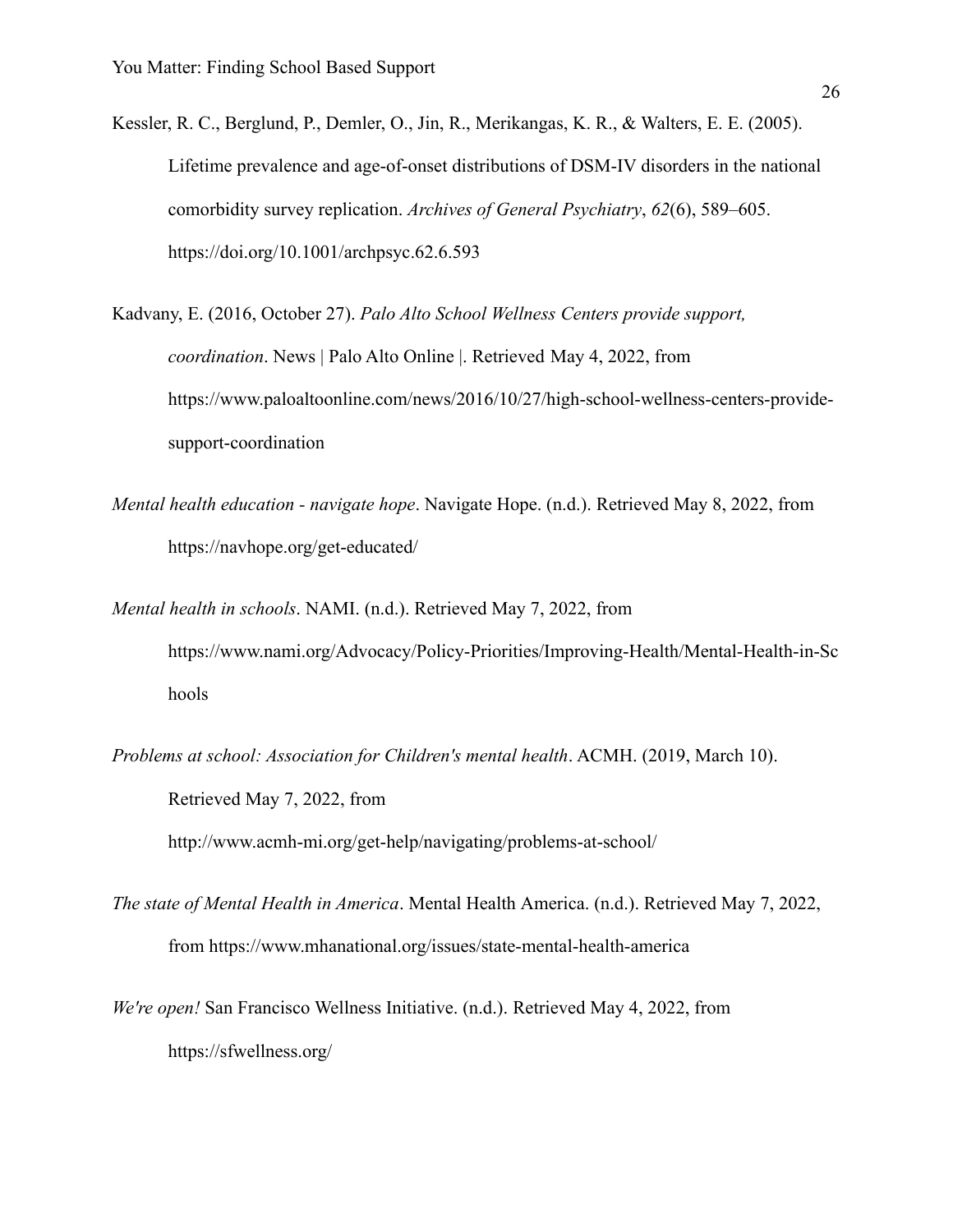Kessler, R. C., Berglund, P., Demler, O., Jin, R., Merikangas, K. R., & Walters, E. E. (2005). Lifetime prevalence and age-of-onset distributions of DSM-IV disorders in the national comorbidity survey replication. *Archives of General Psychiatry*, *62*(6), 589–605. https://doi.org/10.1001/archpsyc.62.6.593

Kadvany, E. (2016, October 27). *Palo Alto School Wellness Centers provide support, coordination*. News | Palo Alto Online |. Retrieved May 4, 2022, from https://www.paloaltoonline.com/news/2016/10/27/high-school-wellness-centers-provide-support-coordination

*Mental health education - navigate hope*. Navigate Hope. (n.d.). Retrieved May 8, 2022, from https://navhope.org/get-educated/

*Mental health in schools*. NAMI. (n.d.). Retrieved May 7, 2022, from https://www.nami.org/Advocacy/Policy-Priorities/Improving-Health/Mental-Health-in-Schools

*Problems at school: Association for Children's mental health*. ACMH. (2019, March 10). Retrieved May 7, 2022, from http://www.acmh-mi.org/get-help/navigating/problems-at-school/

*The state of Mental Health in America*. Mental Health America. (n.d.). Retrieved May 7, 2022, from https://www.mhanational.org/issues/state-mental-health-america

*We're open!* San Francisco Wellness Initiative. (n.d.). Retrieved May 4, 2022, from https://sfwellness.org/